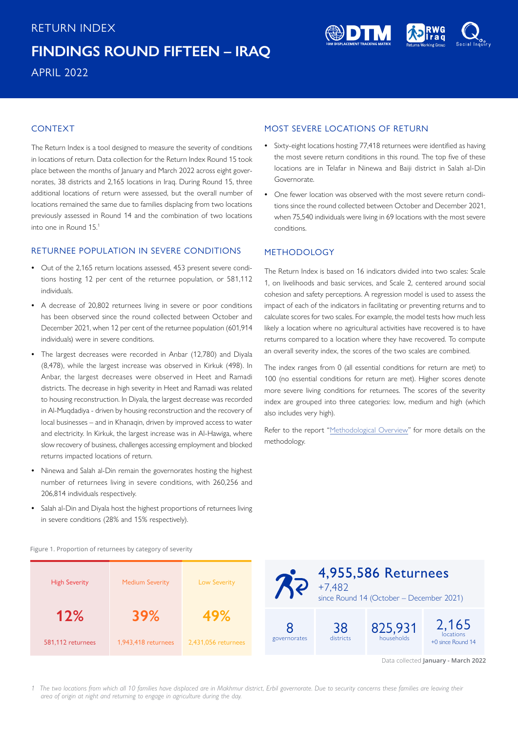RETURN INDEX

# FINDINGS ROUND FIFTEEN – IRAQ

APRIL 2022

## CONTEXT

The Return Index is a tool designed to measure the severity of conditions in locations of return. Data collection for the Return Index Round 15 took place between the months of January and March 2022 across eight governorates, 38 districts and 2,165 locations in Iraq. During Round 15, three additional locations of return were assessed, but the overall number of locations remained the same due to families displacing from two locations previously assessed in Round 14 and the combination of two locations into one in Round 15.[1]

## RETURNEE POPULATION IN SEVERE CONDITIONS

- Out of the 2,165 return locations assessed, 453 present severe conditions hosting 12 per cent of the returnee population, or 581,112 individuals.
- A decrease of 20,802 returnees living in severe or poor conditions has been observed since the round collected between October and December 2021, when 12 per cent of the returnee population (601,914 individuals) were in severe conditions.
- The largest decreases were recorded in Anbar (12,780) and Diyala (8,478), while the largest increase was observed in Kirkuk (498). In Anbar, the largest decreases were observed in Heet and Ramadi districts. The decrease in high severity in Heet and Ramadi was related to housing reconstruction. In Diyala, the largest decrease was recorded in Al-Muqdadiya - driven by housing reconstruction and the recovery of local businesses – and in Khanaqin, driven by improved access to water and electricity. In Kirkuk, the largest increase was in Al-Hawiga, where slow recovery of business, challenges accessing employment and blocked returns impacted locations of return.
- Ninewa and Salah al-Din remain the governorates hosting the highest number of returnees living in severe conditions, with 260,256 and 206,814 individuals respectively.
- Salah al-Din and Diyala host the highest proportions of returnees living in severe conditions (28% and 15% respectively).

## MOST SEVERE LOCATIONS OF RETURN

- Sixty-eight locations hosting 77,418 returnees were identified as having the most severe return conditions in this round. The top five of these locations are in Telafar in Ninewa and Baiji district in Salah al-Din Governorate.
- One fewer location was observed with the most severe return conditions since the round collected between October and December 2021, when 75,540 individuals were living in 69 locations with the most severe conditions.

## METHODOLOGY

The Return Index is based on 16 indicators divided into two scales: Scale 1, on livelihoods and basic services, and Scale 2, centered around social cohesion and safety perceptions. A regression model is used to assess the impact of each of the indicators in facilitating or preventing returns and to calculate scores for two scales. For example, the model tests how much less likely a location where no agricultural activities have recovered is to have returns compared to a location where they have recovered. To compute an overall severity index, the scores of the two scales are combined.

The index ranges from 0 (all essential conditions for return are met) to 100 (no essential conditions for return are met). Higher scores denote more severe living conditions for returnees. The scores of the severity index are grouped into three categories: low, medium and high (which also includes very high).

Refer to the report "Methodological Overview" for more details on the methodology.

Figure 1. Proportion of returnees by category of severity

| High Severity | Medium Severity | Low Severity |
|---|---|---|
| 12% | 39% | 49% |
| 581,112 returnees | 1,943,418 returnees | 2,431,056 returnees |

**4,955,586 Returnees**
+7,482
since Round 14 (October – December 2021)

| 8 | 38 | 825,931 | 2,165 |
|---|---|---|---|
| governorates | districts | households | locations +0 since Round 14 |

Data collected **January - March 2022**

[1] The two locations from which all 10 families have displaced are in Makhmur district, Erbil governorate. Due to security concerns these families are leaving their area of origin at night and returning to engage in agriculture during the day.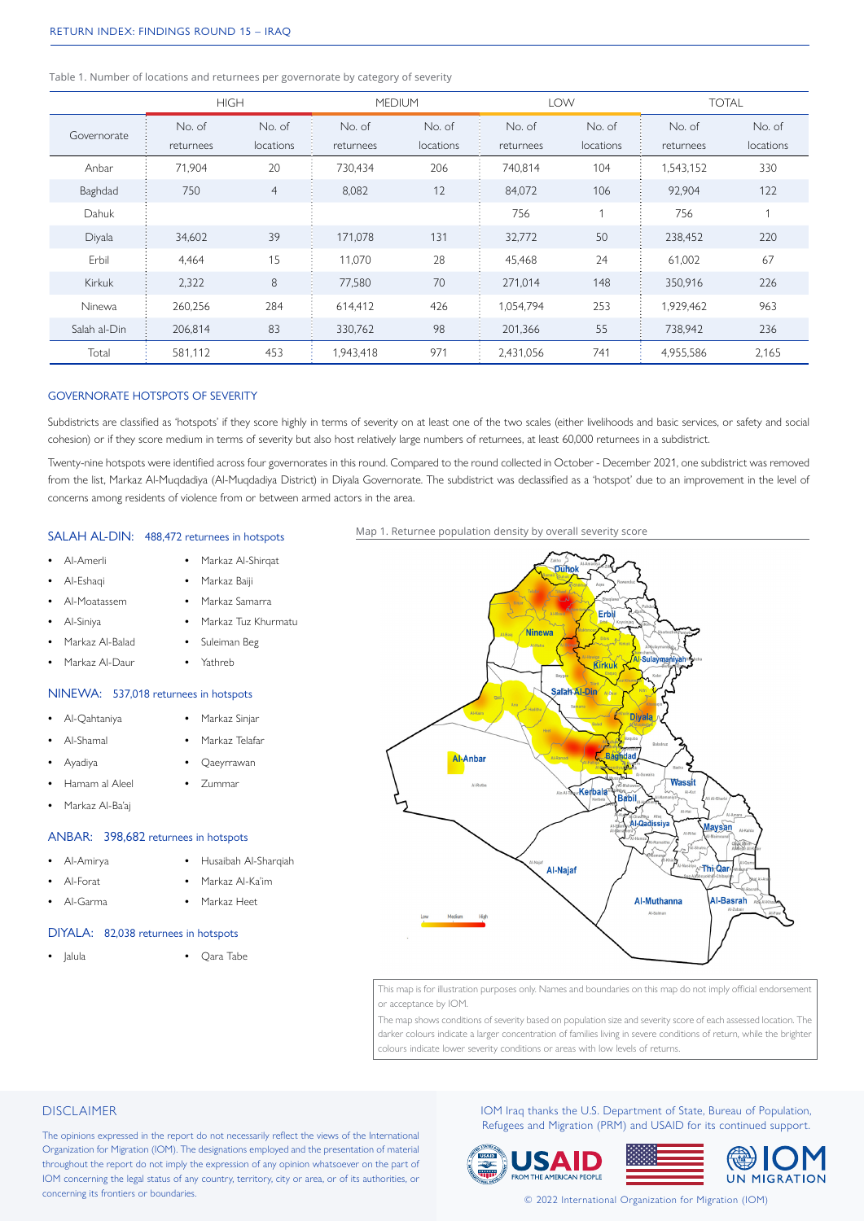Table 1. Number of locations and returnees per governorate by category of severity

| Governorate | HIGH | | MEDIUM | | LOW | | TOTAL | |
|---|---|---|---|---|---|---|---|---|
| | No. of returnees | No. of locations | No. of returnees | No. of locations | No. of returnees | No. of locations | No. of returnees | No. of locations |
| Anbar | 71,904 | 20 | 730,434 | 206 | 740,814 | 104 | 1,543,152 | 330 |
| Baghdad | 750 | 4 | 8,082 | 12 | 84,072 | 106 | 92,904 | 122 |
| Dahuk | | | | | 756 | 1 | 756 | 1 |
| Diyala | 34,602 | 39 | 171,078 | 131 | 32,772 | 50 | 238,452 | 220 |
| Erbil | 4,464 | 15 | 11,070 | 28 | 45,468 | 24 | 61,002 | 67 |
| Kirkuk | 2,322 | 8 | 77,580 | 70 | 271,014 | 148 | 350,916 | 226 |
| Ninewa | 260,256 | 284 | 614,412 | 426 | 1,054,794 | 253 | 1,929,462 | 963 |
| Salah al-Din | 206,814 | 83 | 330,762 | 98 | 201,366 | 55 | 738,942 | 236 |
| Total | 581,112 | 453 | 1,943,418 | 971 | 2,431,056 | 741 | 4,955,586 | 2,165 |

## GOVERNORATE HOTSPOTS OF SEVERITY

Subdistricts are classified as 'hotspots' if they score highly in terms of severity on at least one of the two scales (either livelihoods and basic services, or safety and social cohesion) or if they score medium in terms of severity but also host relatively large numbers of returnees, at least 60,000 returnees in a subdistrict.

Twenty-nine hotspots were identified across four governorates in this round. Compared to the round collected in October - December 2021, one subdistrict was removed from the list, Markaz Al-Muqdadiya (Al-Muqdadiya District) in Diyala Governorate. The subdistrict was declassified as a 'hotspot' due to an improvement in the level of concerns among residents of violence from or between armed actors in the area.

### SALAH AL-DIN: 488,472 returnees in hotspots

- Al-Amerli
- Al-Eshaqi
- Al-Moatassem
- Al-Siniya
- Markaz Al-Balad
- Markaz Al-Daur
- Markaz Al-Shirqat
- Markaz Baiji
- Markaz Samarra
- Markaz Tuz Khurmatu
- Suleiman Beg
- Yathreb

### NINEWA: 537,018 returnees in hotspots

- Al-Qahtaniya
- Al-Shamal
- Ayadiya
- Hamam al Aleel
- Markaz Al-Ba'aj
- Markaz Sinjar
- Markaz Telafar
- Qaeyrrawan
- Zummar

### ANBAR: 398,682 returnees in hotspots

- Al-Amirya
- Al-Forat
- Al-Garma
- Husaibah Al-Sharqiah
- Markaz Al-Ka'im
- Markaz Heet

### DIYALA: 82,038 returnees in hotspots

- Jalula
- Qara Tabe

Map 1. Returnee population density by overall severity score

Low Medium High

This map is for illustration purposes only. Names and boundaries on this map do not imply official endorsement or acceptance by IOM.

The map shows conditions of severity based on population size and severity score of each assessed location. The darker colours indicate a larger concentration of families living in severe conditions of return, while the brighter colours indicate lower severity conditions or areas with low levels of returns.

## DISCLAIMER

The opinions expressed in the report do not necessarily reflect the views of the International Organization for Migration (IOM). The designations employed and the presentation of material throughout the report do not imply the expression of any opinion whatsoever on the part of IOM concerning the legal status of any country, territory, city or area, or of its authorities, or concerning its frontiers or boundaries.

IOM Iraq thanks the U.S. Department of State, Bureau of Population, Refugees and Migration (PRM) and USAID for its continued support.

© 2022 International Organization for Migration (IOM)